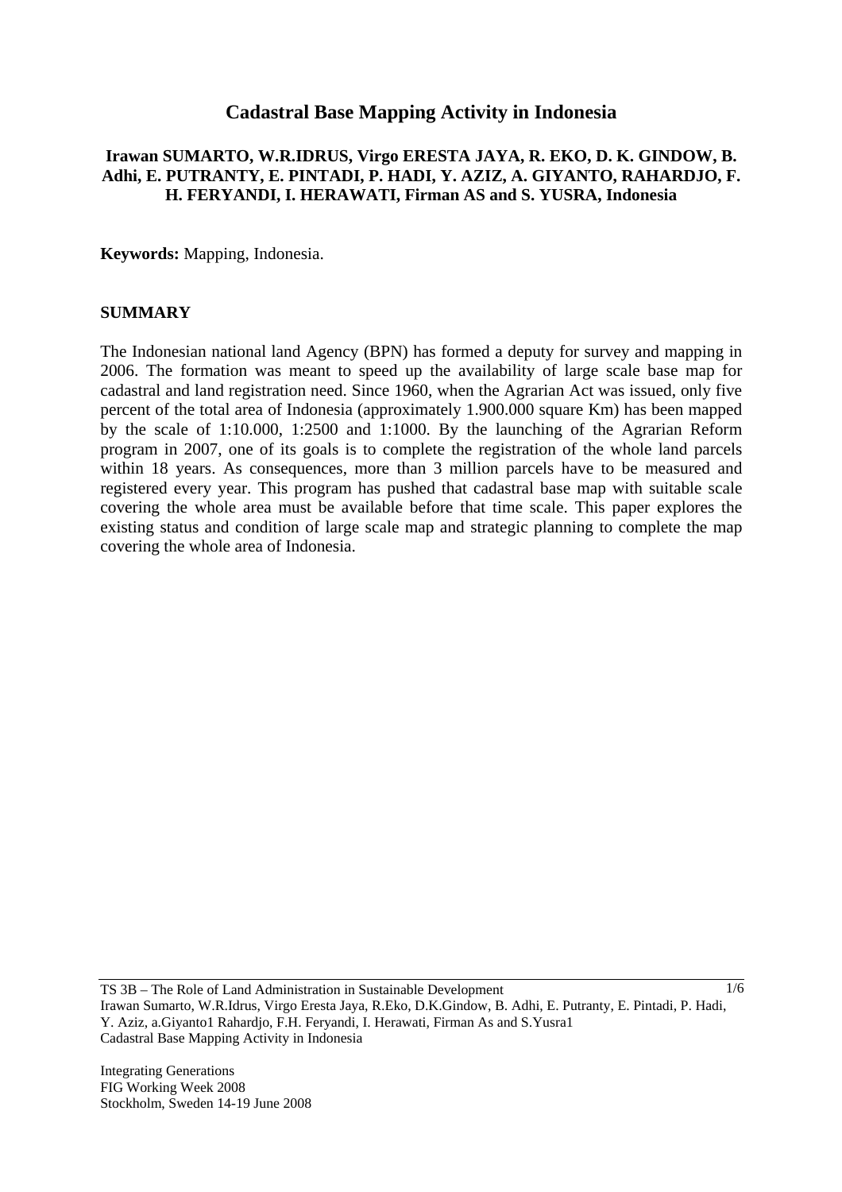# Cadastral Base Mapping Activity in Indonesia

**Irawan SUMARTO, W.R.IDRUS, Virgo ERESTA JAYA, R. EKO, D. K. GINDOW, B. Adhi, E. PUTRANTY, E. PINTADI, P. HADI, Y. AZIZ, A. GIYANTO, RAHARDJO, F. H. FERYANDI, I. HERAWATI, Firman AS and S. YUSRA, Indonesia**

**Keywords:** Mapping, Indonesia.

## SUMMARY

The Indonesian national land Agency (BPN) has formed a deputy for survey and mapping in 2006. The formation was meant to speed up the availability of large scale base map for cadastral and land registration need. Since 1960, when the Agrarian Act was issued, only five percent of the total area of Indonesia (approximately 1.900.000 square Km) has been mapped by the scale of 1:10.000, 1:2500 and 1:1000. By the launching of the Agrarian Reform program in 2007, one of its goals is to complete the registration of the whole land parcels within 18 years. As consequences, more than 3 million parcels have to be measured and registered every year. This program has pushed that cadastral base map with suitable scale covering the whole area must be available before that time scale. This paper explores the existing status and condition of large scale map and strategic planning to complete the map covering the whole area of Indonesia.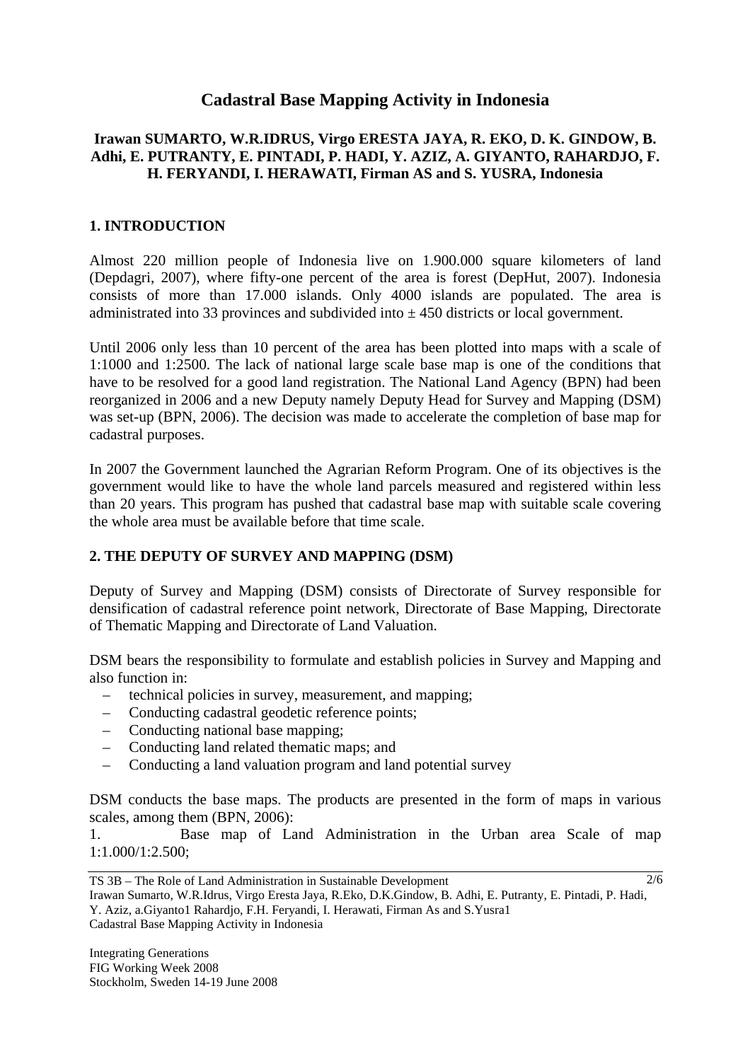# Cadastral Base Mapping Activity in Indonesia

**Irawan SUMARTO, W.R.IDRUS, Virgo ERESTA JAYA, R. EKO, D. K. GINDOW, B. Adhi, E. PUTRANTY, E. PINTADI, P. HADI, Y. AZIZ, A. GIYANTO, RAHARDJO, F. H. FERYANDI, I. HERAWATI, Firman AS and S. YUSRA, Indonesia**

## 1. INTRODUCTION

Almost 220 million people of Indonesia live on 1.900.000 square kilometers of land (Depdagri, 2007), where fifty-one percent of the area is forest (DepHut, 2007). Indonesia consists of more than 17.000 islands. Only 4000 islands are populated. The area is administrated into 33 provinces and subdivided into ± 450 districts or local government.

Until 2006 only less than 10 percent of the area has been plotted into maps with a scale of 1:1000 and 1:2500. The lack of national large scale base map is one of the conditions that have to be resolved for a good land registration. The National Land Agency (BPN) had been reorganized in 2006 and a new Deputy namely Deputy Head for Survey and Mapping (DSM) was set-up (BPN, 2006). The decision was made to accelerate the completion of base map for cadastral purposes.

In 2007 the Government launched the Agrarian Reform Program. One of its objectives is the government would like to have the whole land parcels measured and registered within less than 20 years. This program has pushed that cadastral base map with suitable scale covering the whole area must be available before that time scale.

## 2. THE DEPUTY OF SURVEY AND MAPPING (DSM)

Deputy of Survey and Mapping (DSM) consists of Directorate of Survey responsible for densification of cadastral reference point network, Directorate of Base Mapping, Directorate of Thematic Mapping and Directorate of Land Valuation.

DSM bears the responsibility to formulate and establish policies in Survey and Mapping and also function in:

- technical policies in survey, measurement, and mapping;
- Conducting cadastral geodetic reference points;
- Conducting national base mapping;
- Conducting land related thematic maps; and
- Conducting a land valuation program and land potential survey

DSM conducts the base maps. The products are presented in the form of maps in various scales, among them (BPN, 2006):

1. Base map of Land Administration in the Urban area Scale of map 1:1.000/1:2.500;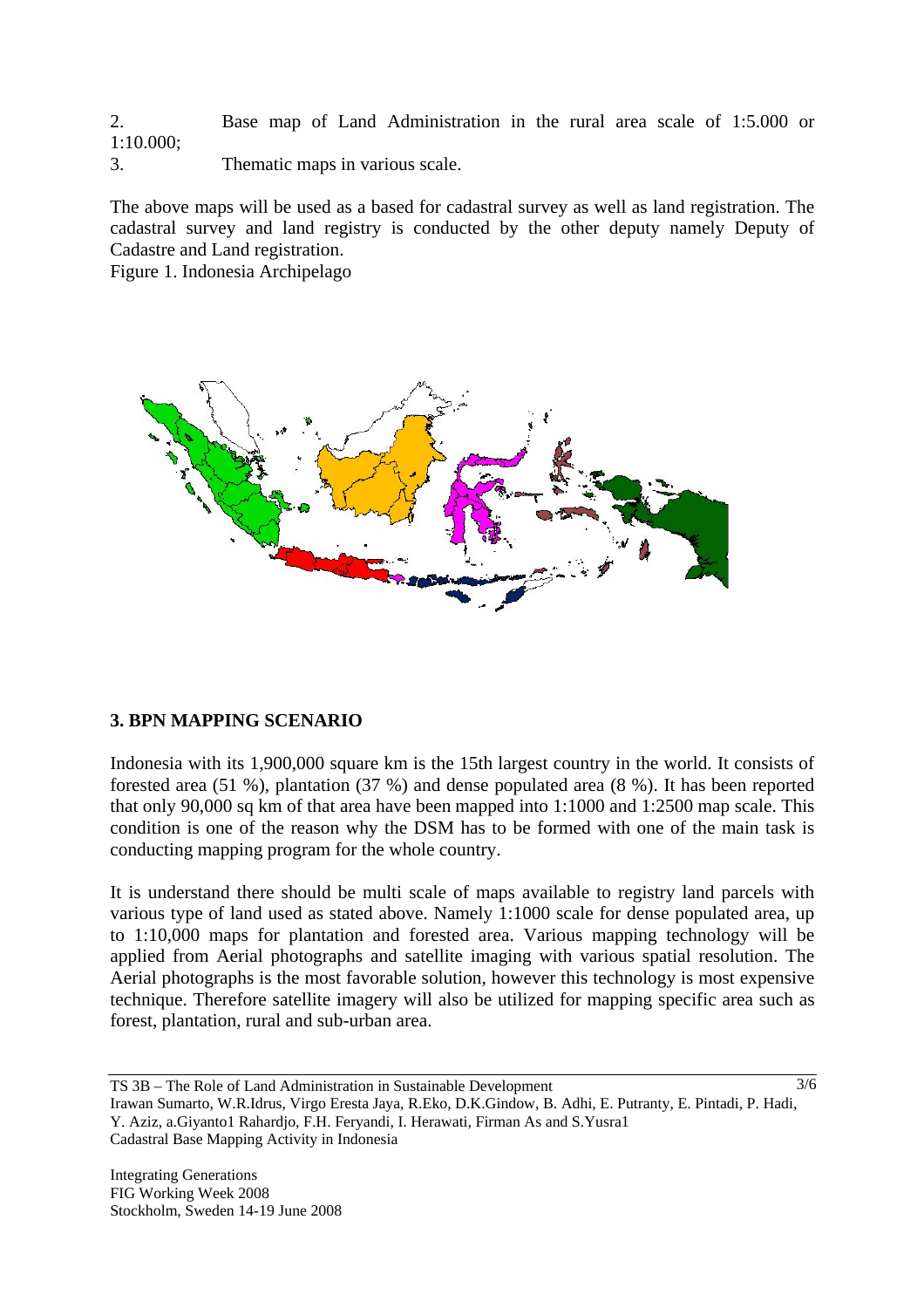2. Base map of Land Administration in the rural area scale of 1:5.000 or 1:10.000;
3. Thematic maps in various scale.

The above maps will be used as a based for cadastral survey as well as land registration. The cadastral survey and land registry is conducted by the other deputy namely Deputy of Cadastre and Land registration.

Figure 1. Indonesia Archipelago

## 3. BPN MAPPING SCENARIO

Indonesia with its 1,900,000 square km is the 15th largest country in the world. It consists of forested area (51 %), plantation (37 %) and dense populated area (8 %). It has been reported that only 90,000 sq km of that area have been mapped into 1:1000 and 1:2500 map scale. This condition is one of the reason why the DSM has to be formed with one of the main task is conducting mapping program for the whole country.

It is understand there should be multi scale of maps available to registry land parcels with various type of land used as stated above. Namely 1:1000 scale for dense populated area, up to 1:10,000 maps for plantation and forested area. Various mapping technology will be applied from Aerial photographs and satellite imaging with various spatial resolution. The Aerial photographs is the most favorable solution, however this technology is most expensive technique. Therefore satellite imagery will also be utilized for mapping specific area such as forest, plantation, rural and sub-urban area.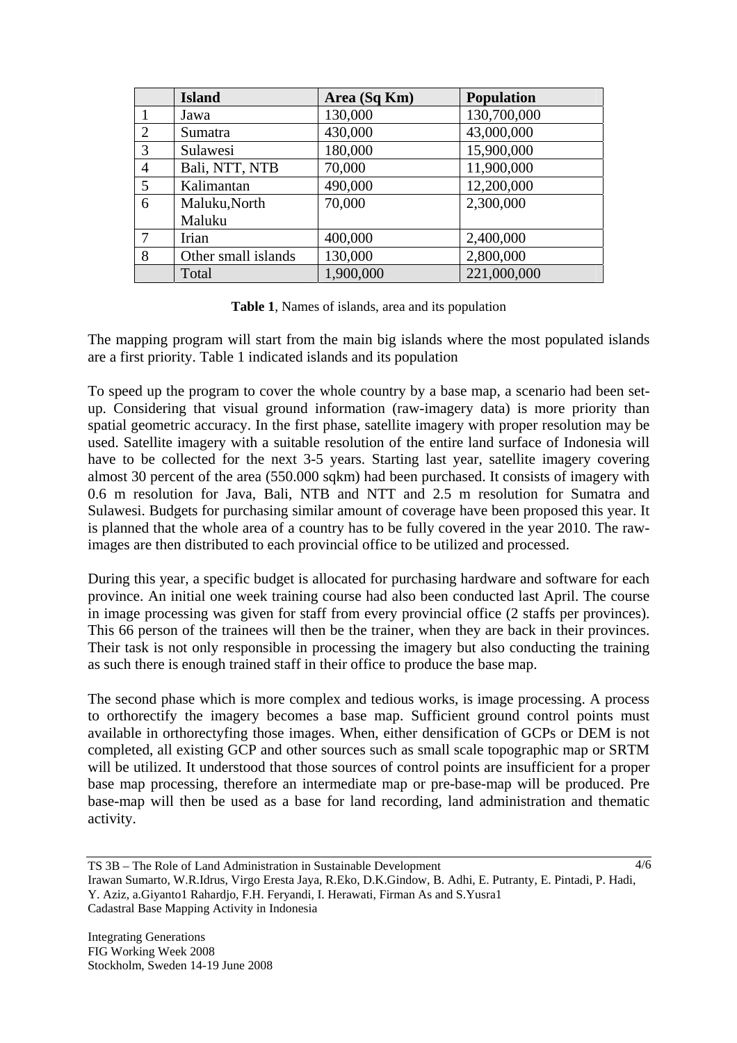|  | Island | Area (Sq Km) | Population |
|---|---|---|---|
| 1 | Jawa | 130,000 | 130,700,000 |
| 2 | Sumatra | 430,000 | 43,000,000 |
| 3 | Sulawesi | 180,000 | 15,900,000 |
| 4 | Bali, NTT, NTB | 70,000 | 11,900,000 |
| 5 | Kalimantan | 490,000 | 12,200,000 |
| 6 | Maluku,North Maluku | 70,000 | 2,300,000 |
| 7 | Irian | 400,000 | 2,400,000 |
| 8 | Other small islands | 130,000 | 2,800,000 |
|  | Total | 1,900,000 | 221,000,000 |

**Table 1**, Names of islands, area and its population

The mapping program will start from the main big islands where the most populated islands are a first priority. Table 1 indicated islands and its population

To speed up the program to cover the whole country by a base map, a scenario had been set-up. Considering that visual ground information (raw-imagery data) is more priority than spatial geometric accuracy. In the first phase, satellite imagery with proper resolution may be used. Satellite imagery with a suitable resolution of the entire land surface of Indonesia will have to be collected for the next 3-5 years. Starting last year, satellite imagery covering almost 30 percent of the area (550.000 sqkm) had been purchased. It consists of imagery with 0.6 m resolution for Java, Bali, NTB and NTT and 2.5 m resolution for Sumatra and Sulawesi. Budgets for purchasing similar amount of coverage have been proposed this year. It is planned that the whole area of a country has to be fully covered in the year 2010. The raw-images are then distributed to each provincial office to be utilized and processed.

During this year, a specific budget is allocated for purchasing hardware and software for each province. An initial one week training course had also been conducted last April. The course in image processing was given for staff from every provincial office (2 staffs per provinces). This 66 person of the trainees will then be the trainer, when they are back in their provinces. Their task is not only responsible in processing the imagery but also conducting the training as such there is enough trained staff in their office to produce the base map.

The second phase which is more complex and tedious works, is image processing. A process to orthorectify the imagery becomes a base map. Sufficient ground control points must available in orthorectyfing those images. When, either densification of GCPs or DEM is not completed, all existing GCP and other sources such as small scale topographic map or SRTM will be utilized. It understood that those sources of control points are insufficient for a proper base map processing, therefore an intermediate map or pre-base-map will be produced. Pre base-map will then be used as a base for land recording, land administration and thematic activity.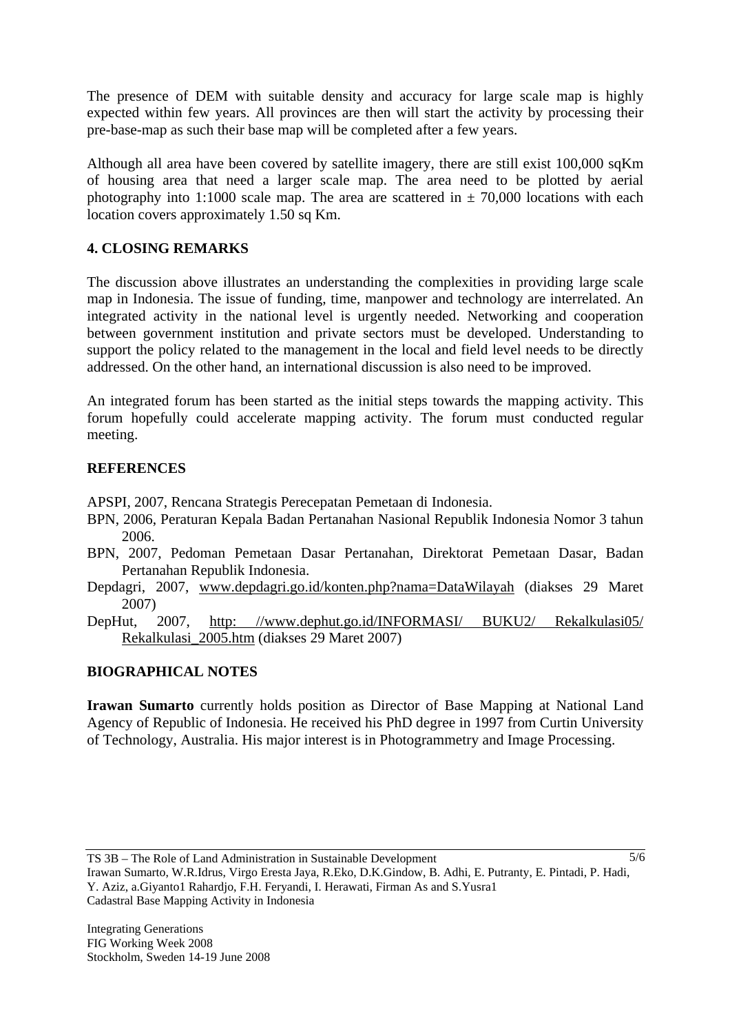The presence of DEM with suitable density and accuracy for large scale map is highly expected within few years. All provinces are then will start the activity by processing their pre-base-map as such their base map will be completed after a few years.

Although all area have been covered by satellite imagery, there are still exist 100,000 sqKm of housing area that need a larger scale map. The area need to be plotted by aerial photography into 1:1000 scale map. The area are scattered in ± 70,000 locations with each location covers approximately 1.50 sq Km.

## 4. CLOSING REMARKS

The discussion above illustrates an understanding the complexities in providing large scale map in Indonesia. The issue of funding, time, manpower and technology are interrelated. An integrated activity in the national level is urgently needed. Networking and cooperation between government institution and private sectors must be developed. Understanding to support the policy related to the management in the local and field level needs to be directly addressed. On the other hand, an international discussion is also need to be improved.

An integrated forum has been started as the initial steps towards the mapping activity. This forum hopefully could accelerate mapping activity. The forum must conducted regular meeting.

## REFERENCES

APSPI, 2007, Rencana Strategis Perecepatan Pemetaan di Indonesia.

BPN, 2006, Peraturan Kepala Badan Pertanahan Nasional Republik Indonesia Nomor 3 tahun 2006.

BPN, 2007, Pedoman Pemetaan Dasar Pertanahan, Direktorat Pemetaan Dasar, Badan Pertanahan Republik Indonesia.

Depdagri, 2007, www.depdagri.go.id/konten.php?nama=DataWilayah (diakses 29 Maret 2007)

DepHut, 2007, http: //www.dephut.go.id/INFORMASI/ BUKU2/ Rekalkulasi05/ Rekalkulasi_2005.htm (diakses 29 Maret 2007)

## BIOGRAPHICAL NOTES

**Irawan Sumarto** currently holds position as Director of Base Mapping at National Land Agency of Republic of Indonesia. He received his PhD degree in 1997 from Curtin University of Technology, Australia. His major interest is in Photogrammetry and Image Processing.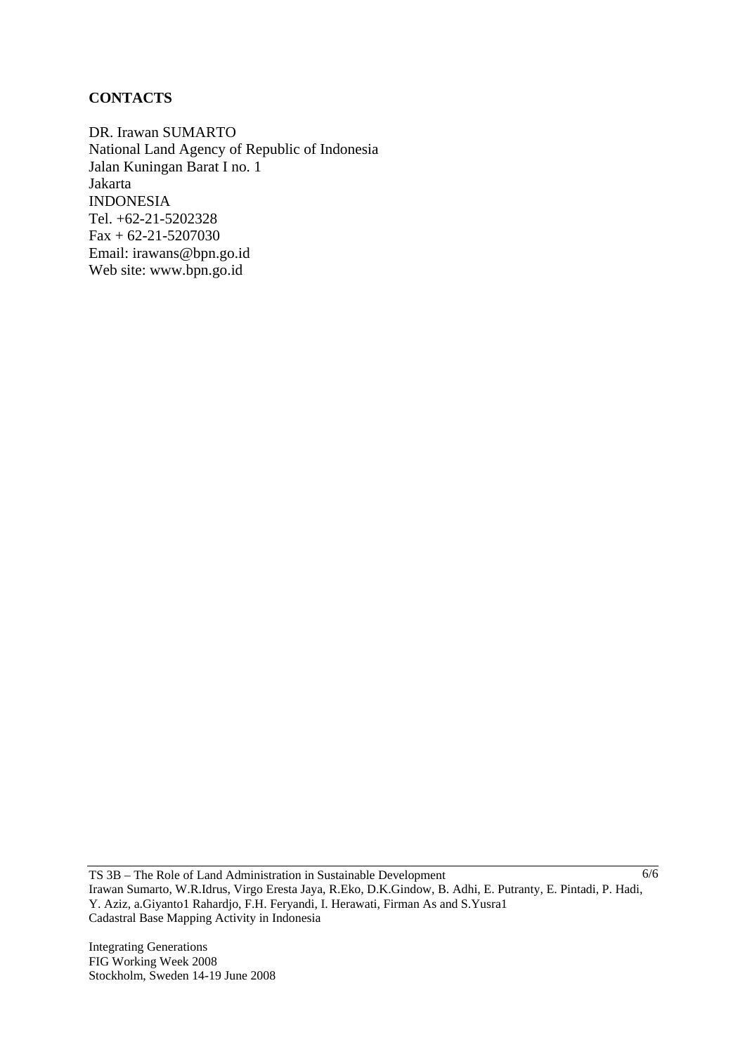## CONTACTS

DR. Irawan SUMARTO
National Land Agency of Republic of Indonesia
Jalan Kuningan Barat I no. 1
Jakarta
INDONESIA
Tel. +62-21-5202328
Fax + 62-21-5207030
Email: irawans@bpn.go.id
Web site: www.bpn.go.id